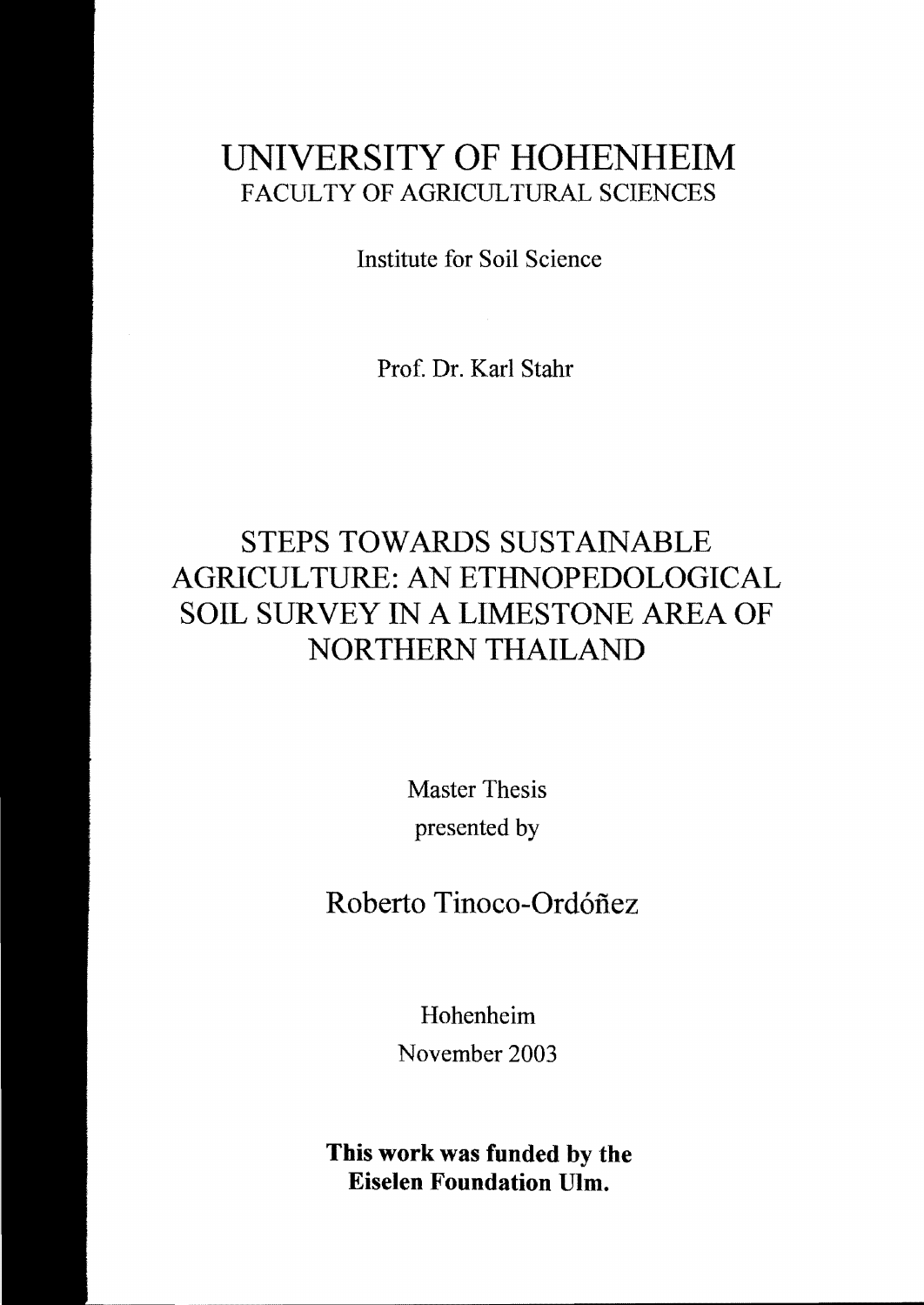# UNIVERSITY OF HOHENHEIM

FACULTY OF AGRICULTURAL SCIENCES

Institute for Soil Science

Prof. Dr. Karl Stahr

## STEPS TOWARDS SUSTAINABLE AGRICULTURE: AN ETHNOPEDOLOGICAL SOIL SURVEY IN A LIMESTONE AREA OF NORTHERN THAILAND

Master Thesis

presented by

Roberto Tinoco-Ordóñez

Hohenheim

November 2003

**This work was funded by the Eiselen Foundation Ulm.**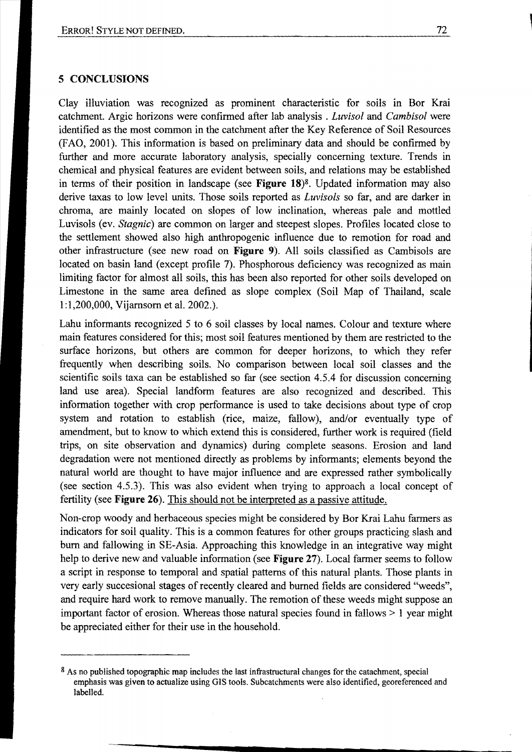## 5 CONCLUSIONS

Clay illuviation was recognized as prominent characteristic for soils in Bor Krai catchment. Argic horizons were confirmed after lab analysis . *Luvisol* and *Cambisol* were identified as the most common in the catchment after the Key Reference of Soil Resources (FAO, 2001). This information is based on preliminary data and should be confirmed by further and more accurate laboratory analysis, specially concerning texture. Trends in chemical and physical features are evident between soils, and relations may be established in terms of their position in landscape (see **Figure 18**)[8]. Updated information may also derive taxas to low level units. Those soils reported as *Luvisols* so far, and are darker in chroma, are mainly located on slopes of low inclination, whereas pale and mottled Luvisols (ev. *Stagnic*) are common on larger and steepest slopes. Profiles located close to the settlement showed also high anthropogenic influence due to remotion for road and other infrastructure (see new road on **Figure 9**). All soils classified as Cambisols are located on basin land (except profile 7). Phosphorous deficiency was recognized as main limiting factor for almost all soils, this has been also reported for other soils developed on Limestone in the same area defined as slope complex (Soil Map of Thailand, scale 1:1,200,000, Vijarnsorn et al. 2002.).

Lahu informants recognized 5 to 6 soil classes by local names. Colour and texture where main features considered for this; most soil features mentioned by them are restricted to the surface horizons, but others are common for deeper horizons, to which they refer frequently when describing soils. No comparison between local soil classes and the scientific soils taxa can be established so far (see section 4.5.4 for discussion concerning land use area). Special landform features are also recognized and described. This information together with crop performance is used to take decisions about type of crop system and rotation to establish (rice, maize, fallow), and/or eventually type of amendment, but to know to which extend this is considered, further work is required (field trips, on site observation and dynamics) during complete seasons. Erosion and land degradation were not mentioned directly as problems by informants; elements beyond the natural world are thought to have major influence and are expressed rather symbolically (see section 4.5.3). This was also evident when trying to approach a local concept of fertility (see **Figure 26**). <u>This should not be interpreted as a passive attitude.</u>

Non-crop woody and herbaceous species might be considered by Bor Krai Lahu farmers as indicators for soil quality. This is a common features for other groups practicing slash and burn and fallowing in SE-Asia. Approaching this knowledge in an integrative way might help to derive new and valuable information (see **Figure 27**). Local farmer seems to follow a script in response to temporal and spatial patterns of this natural plants. Those plants in very early succesional stages of recently cleared and burned fields are considered "weeds", and require hard work to remove manually. The remotion of these weeds might suppose an important factor of erosion. Whereas those natural species found in fallows > 1 year might be appreciated either for their use in the household.

---

[8] As no published topographic map includes the last infrastructural changes for the catachment, special emphasis was given to actualize using GIS tools. Subcatchments were also identified, georeferenced and labelled.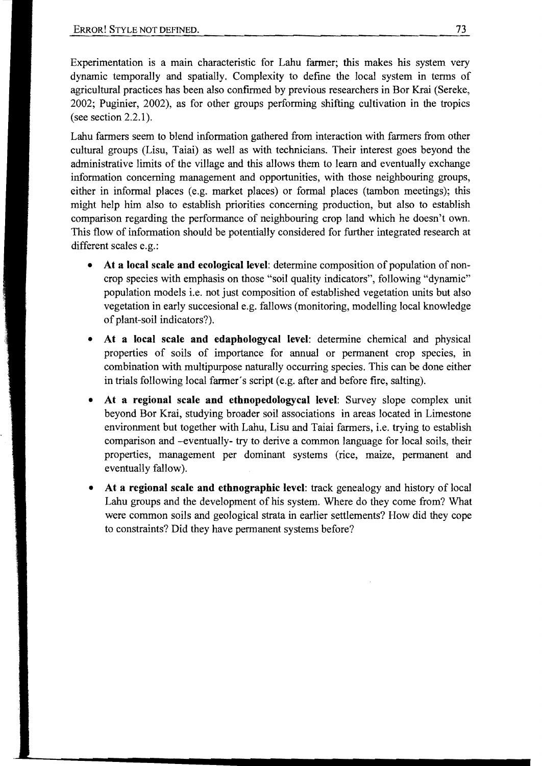Experimentation is a main characteristic for Lahu farmer; this makes his system very dynamic temporally and spatially. Complexity to define the local system in terms of agricultural practices has been also confirmed by previous researchers in Bor Krai (Sereke, 2002; Puginier, 2002), as for other groups performing shifting cultivation in the tropics (see section 2.2.1).

Lahu farmers seem to blend information gathered from interaction with farmers from other cultural groups (Lisu, Taiai) as well as with technicians. Their interest goes beyond the administrative limits of the village and this allows them to learn and eventually exchange information concerning management and opportunities, with those neighbouring groups, either in informal places (e.g. market places) or formal places (tambon meetings); this might help him also to establish priorities concerning production, but also to establish comparison regarding the performance of neighbouring crop land which he doesn't own. This flow of information should be potentially considered for further integrated research at different scales e.g.:

- **At a local scale and ecological level**: determine composition of population of non-crop species with emphasis on those "soil quality indicators", following "dynamic" population models i.e. not just composition of established vegetation units but also vegetation in early succesional e.g. fallows (monitoring, modelling local knowledge of plant-soil indicators?).
- **At a local scale and edaphologycal level**: determine chemical and physical properties of soils of importance for annual or permanent crop species, in combination with multipurpose naturally occurring species. This can be done either in trials following local farmer´s script (e.g. after and before fire, salting).
- **At a regional scale and ethnopedologycal level**: Survey slope complex unit beyond Bor Krai, studying broader soil associations in areas located in Limestone environment but together with Lahu, Lisu and Taiai farmers, i.e. trying to establish comparison and –eventually- try to derive a common language for local soils, their properties, management per dominant systems (rice, maize, permanent and eventually fallow).
- **At a regional scale and ethnographic level**: track genealogy and history of local Lahu groups and the development of his system. Where do they come from? What were common soils and geological strata in earlier settlements? How did they cope to constraints? Did they have permanent systems before?